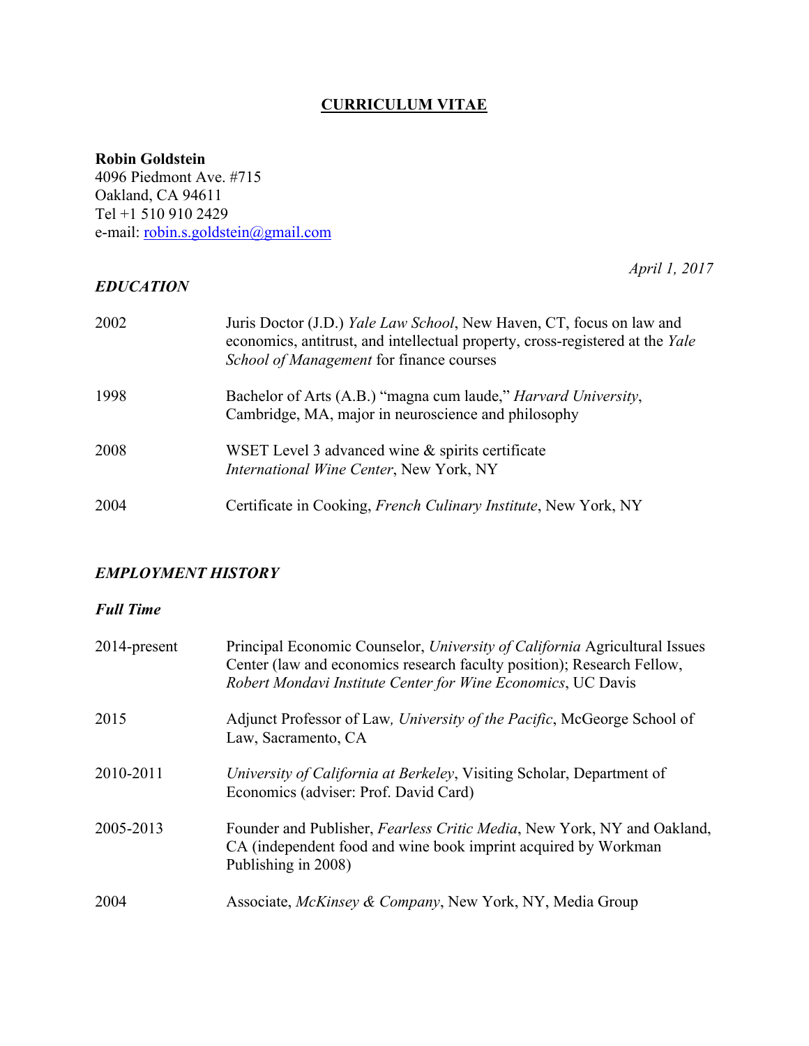# CURRICULUM VITAE

**Robin Goldstein**
4096 Piedmont Ave. #715
Oakland, CA 94611
Tel +1 510 910 2429
e-mail: robin.s.goldstein@gmail.com

*April 1, 2017*

## *EDUCATION*

| | |
|---|---|
| 2002 | Juris Doctor (J.D.) *Yale Law School*, New Haven, CT, focus on law and economics, antitrust, and intellectual property, cross-registered at the *Yale School of Management* for finance courses |
| 1998 | Bachelor of Arts (A.B.) "magna cum laude," *Harvard University*, Cambridge, MA, major in neuroscience and philosophy |
| 2008 | WSET Level 3 advanced wine & spirits certificate *International Wine Center*, New York, NY |
| 2004 | Certificate in Cooking, *French Culinary Institute*, New York, NY |

## *EMPLOYMENT HISTORY*

### *Full Time*

| | |
|---|---|
| 2014-present | Principal Economic Counselor, *University of California* Agricultural Issues Center (law and economics research faculty position); Research Fellow, *Robert Mondavi Institute Center for Wine Economics*, UC Davis |
| 2015 | Adjunct Professor of Law*, University of the Pacific*, McGeorge School of Law, Sacramento, CA |
| 2010-2011 | *University of California at Berkeley*, Visiting Scholar, Department of Economics (adviser: Prof. David Card) |
| 2005-2013 | Founder and Publisher, *Fearless Critic Media*, New York, NY and Oakland, CA (independent food and wine book imprint acquired by Workman Publishing in 2008) |
| 2004 | Associate, *McKinsey & Company*, New York, NY, Media Group |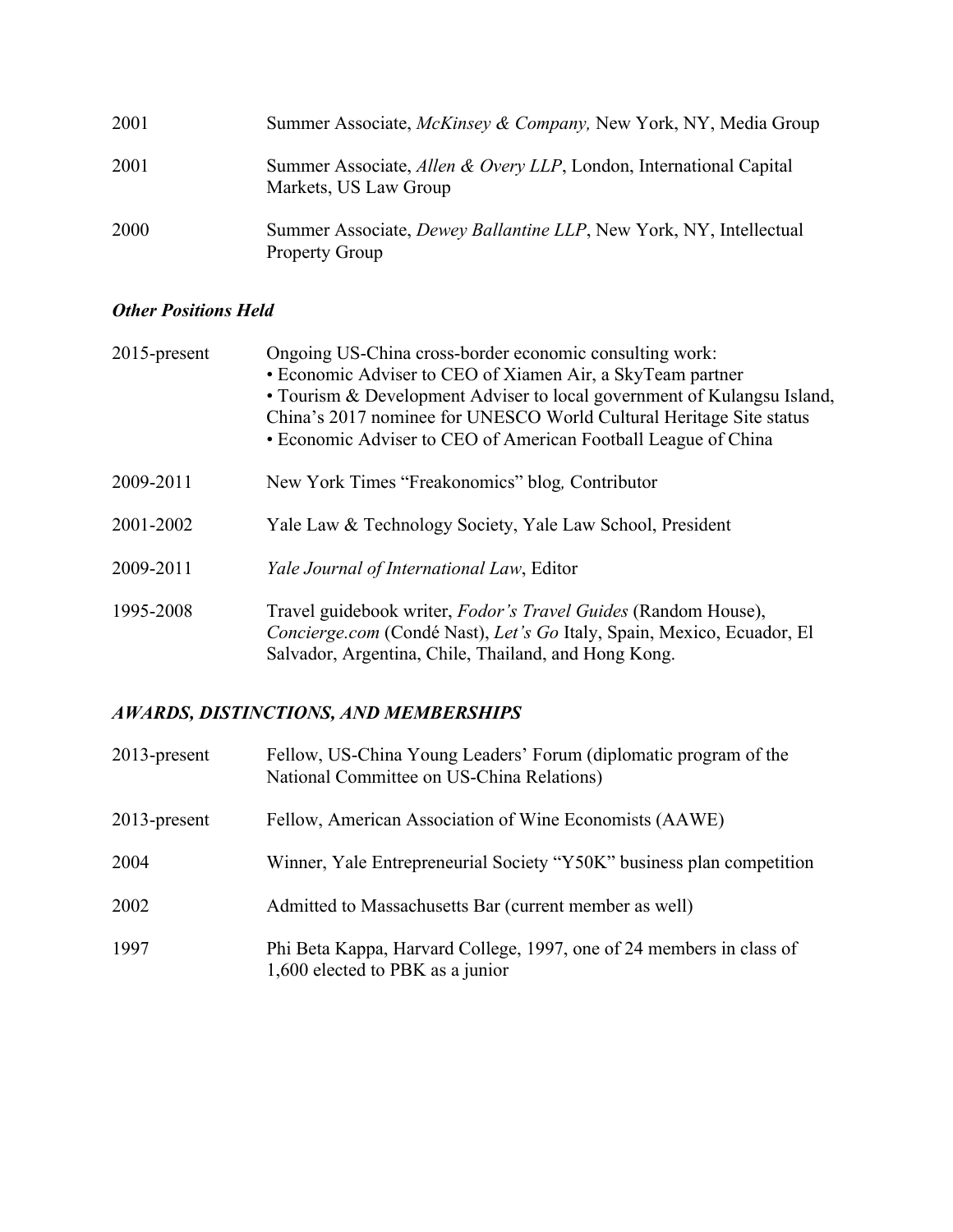| | |
|---|---|
| 2001 | Summer Associate, *McKinsey & Company,* New York, NY, Media Group |
| 2001 | Summer Associate, *Allen & Overy LLP*, London, International Capital Markets, US Law Group |
| 2000 | Summer Associate, *Dewey Ballantine LLP*, New York, NY, Intellectual Property Group |

### *Other Positions Held*

| | |
|---|---|
| 2015-present | Ongoing US-China cross-border economic consulting work:<br>• Economic Adviser to CEO of Xiamen Air, a SkyTeam partner<br>• Tourism & Development Adviser to local government of Kulangsu Island, China's 2017 nominee for UNESCO World Cultural Heritage Site status<br>• Economic Adviser to CEO of American Football League of China |
| 2009-2011 | New York Times "Freakonomics" blog*,* Contributor |
| 2001-2002 | Yale Law & Technology Society, Yale Law School, President |
| 2009-2011 | *Yale Journal of International Law*, Editor |
| 1995-2008 | Travel guidebook writer, *Fodor's Travel Guides* (Random House), *Concierge.com* (Condé Nast), *Let's Go* Italy, Spain, Mexico, Ecuador, El Salvador, Argentina, Chile, Thailand, and Hong Kong. |

## *AWARDS, DISTINCTIONS, AND MEMBERSHIPS*

| | |
|---|---|
| 2013-present | Fellow, US-China Young Leaders' Forum (diplomatic program of the National Committee on US-China Relations) |
| 2013-present | Fellow, American Association of Wine Economists (AAWE) |
| 2004 | Winner, Yale Entrepreneurial Society "Y50K" business plan competition |
| 2002 | Admitted to Massachusetts Bar (current member as well) |
| 1997 | Phi Beta Kappa, Harvard College, 1997, one of 24 members in class of 1,600 elected to PBK as a junior |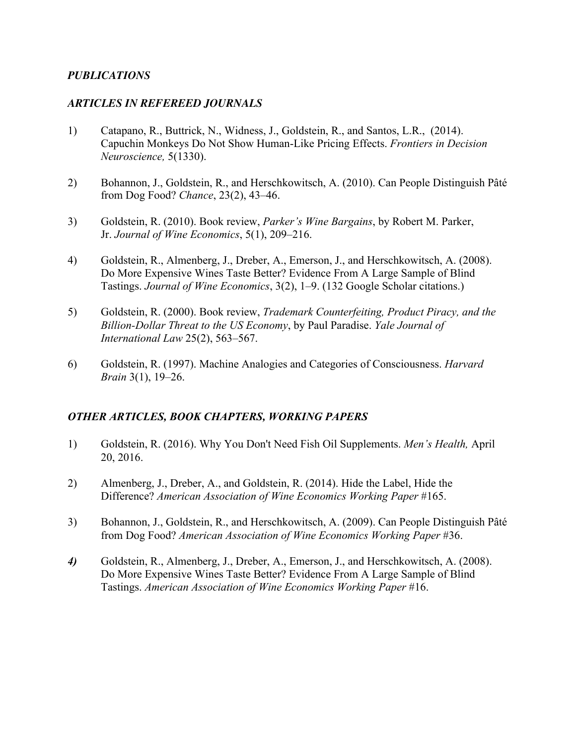## *PUBLICATIONS*

### *ARTICLES IN REFEREED JOURNALS*

1) Catapano, R., Buttrick, N., Widness, J., Goldstein, R., and Santos, L.R., (2014). Capuchin Monkeys Do Not Show Human-Like Pricing Effects. *Frontiers in Decision Neuroscience,* 5(1330).

2) Bohannon, J., Goldstein, R., and Herschkowitsch, A. (2010). Can People Distinguish Pâté from Dog Food? *Chance*, 23(2), 43–46.

3) Goldstein, R. (2010). Book review, *Parker's Wine Bargains*, by Robert M. Parker, Jr. *Journal of Wine Economics*, 5(1), 209–216.

4) Goldstein, R., Almenberg, J., Dreber, A., Emerson, J., and Herschkowitsch, A. (2008). Do More Expensive Wines Taste Better? Evidence From A Large Sample of Blind Tastings. *Journal of Wine Economics*, 3(2), 1–9. (132 Google Scholar citations.)

5) Goldstein, R. (2000). Book review, *Trademark Counterfeiting, Product Piracy, and the Billion-Dollar Threat to the US Economy*, by Paul Paradise. *Yale Journal of International Law* 25(2), 563–567.

6) Goldstein, R. (1997). Machine Analogies and Categories of Consciousness. *Harvard Brain* 3(1), 19–26.

### *OTHER ARTICLES, BOOK CHAPTERS, WORKING PAPERS*

1) Goldstein, R. (2016). Why You Don't Need Fish Oil Supplements. *Men's Health,* April 20, 2016.

2) Almenberg, J., Dreber, A., and Goldstein, R. (2014). Hide the Label, Hide the Difference? *American Association of Wine Economics Working Paper* #165.

3) Bohannon, J., Goldstein, R., and Herschkowitsch, A. (2009). Can People Distinguish Pâté from Dog Food? *American Association of Wine Economics Working Paper* #36.

***4)*** Goldstein, R., Almenberg, J., Dreber, A., Emerson, J., and Herschkowitsch, A. (2008). Do More Expensive Wines Taste Better? Evidence From A Large Sample of Blind Tastings. *American Association of Wine Economics Working Paper* #16.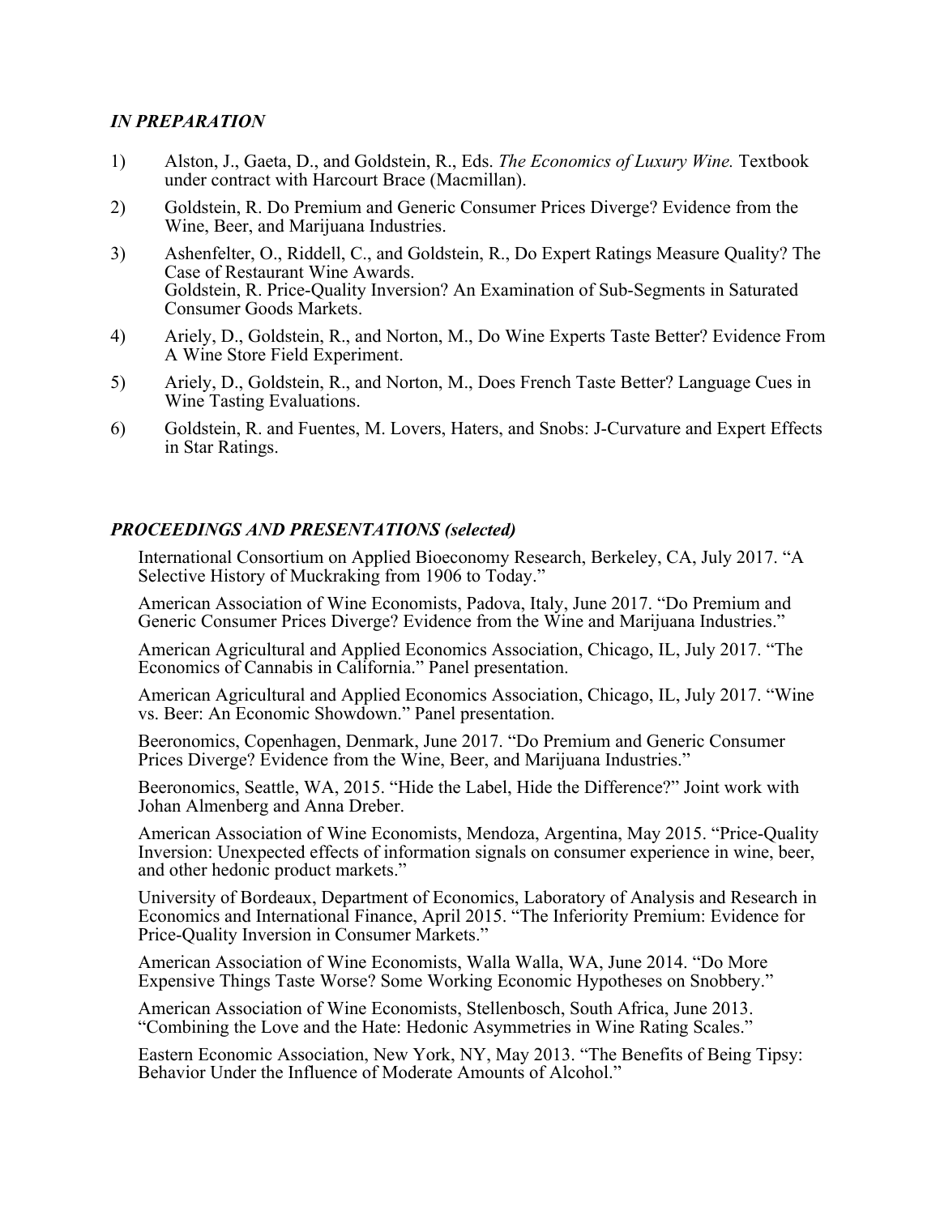### *IN PREPARATION*

1) Alston, J., Gaeta, D., and Goldstein, R., Eds. *The Economics of Luxury Wine.* Textbook under contract with Harcourt Brace (Macmillan).

2) Goldstein, R. Do Premium and Generic Consumer Prices Diverge? Evidence from the Wine, Beer, and Marijuana Industries.

3) Ashenfelter, O., Riddell, C., and Goldstein, R., Do Expert Ratings Measure Quality? The Case of Restaurant Wine Awards.
   Goldstein, R. Price-Quality Inversion? An Examination of Sub-Segments in Saturated Consumer Goods Markets.

4) Ariely, D., Goldstein, R., and Norton, M., Do Wine Experts Taste Better? Evidence From A Wine Store Field Experiment.

5) Ariely, D., Goldstein, R., and Norton, M., Does French Taste Better? Language Cues in Wine Tasting Evaluations.

6) Goldstein, R. and Fuentes, M. Lovers, Haters, and Snobs: J-Curvature and Expert Effects in Star Ratings.

### *PROCEEDINGS AND PRESENTATIONS (selected)*

International Consortium on Applied Bioeconomy Research, Berkeley, CA, July 2017. "A Selective History of Muckraking from 1906 to Today."

American Association of Wine Economists, Padova, Italy, June 2017. "Do Premium and Generic Consumer Prices Diverge? Evidence from the Wine and Marijuana Industries."

American Agricultural and Applied Economics Association, Chicago, IL, July 2017. "The Economics of Cannabis in California." Panel presentation.

American Agricultural and Applied Economics Association, Chicago, IL, July 2017. "Wine vs. Beer: An Economic Showdown." Panel presentation.

Beeronomics, Copenhagen, Denmark, June 2017. "Do Premium and Generic Consumer Prices Diverge? Evidence from the Wine, Beer, and Marijuana Industries."

Beeronomics, Seattle, WA, 2015. "Hide the Label, Hide the Difference?" Joint work with Johan Almenberg and Anna Dreber.

American Association of Wine Economists, Mendoza, Argentina, May 2015. "Price-Quality Inversion: Unexpected effects of information signals on consumer experience in wine, beer, and other hedonic product markets."

University of Bordeaux, Department of Economics, Laboratory of Analysis and Research in Economics and International Finance, April 2015. "The Inferiority Premium: Evidence for Price-Quality Inversion in Consumer Markets."

American Association of Wine Economists, Walla Walla, WA, June 2014. "Do More Expensive Things Taste Worse? Some Working Economic Hypotheses on Snobbery."

American Association of Wine Economists, Stellenbosch, South Africa, June 2013. "Combining the Love and the Hate: Hedonic Asymmetries in Wine Rating Scales."

Eastern Economic Association, New York, NY, May 2013. "The Benefits of Being Tipsy: Behavior Under the Influence of Moderate Amounts of Alcohol."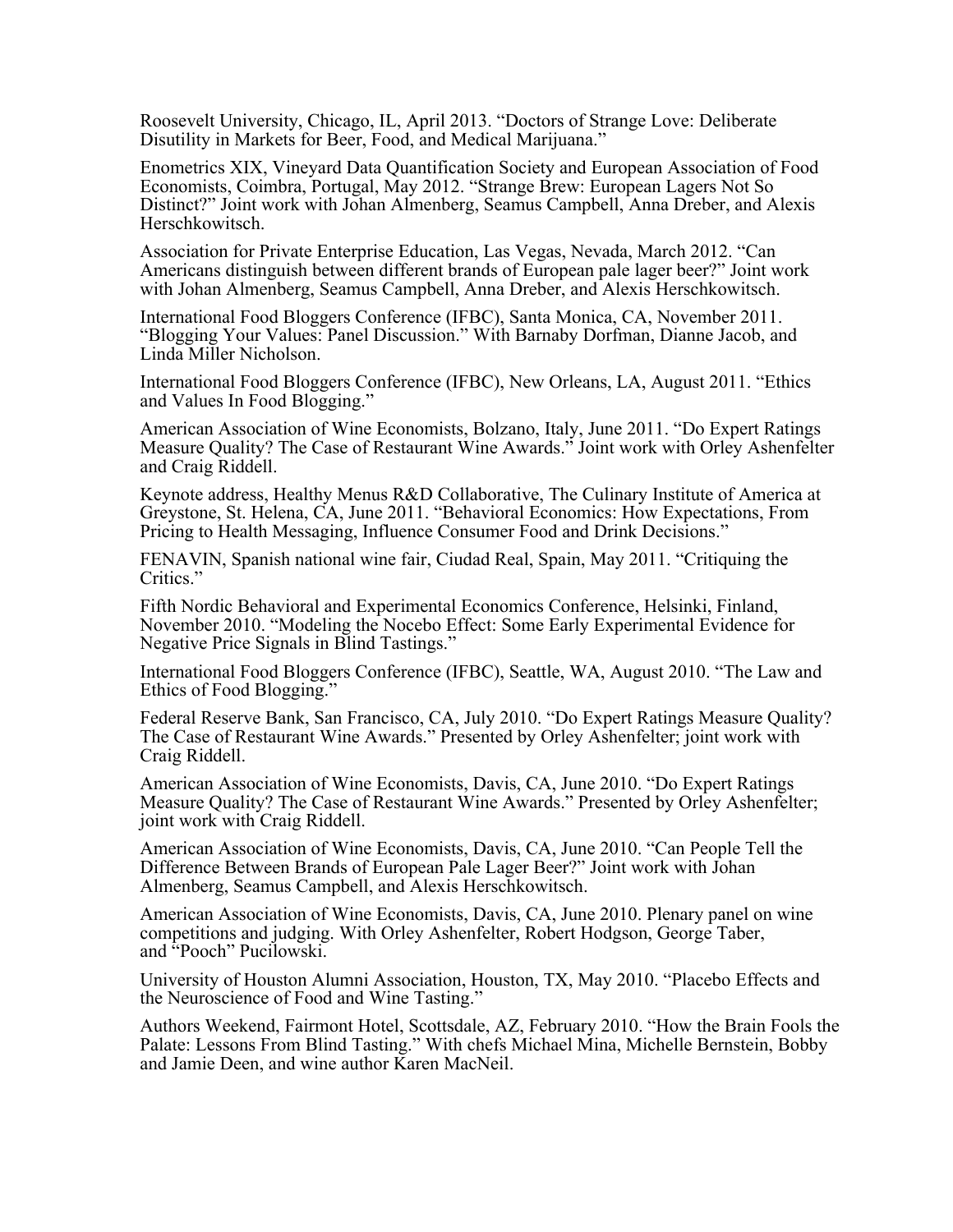Roosevelt University, Chicago, IL, April 2013. "Doctors of Strange Love: Deliberate Disutility in Markets for Beer, Food, and Medical Marijuana."

Enometrics XIX, Vineyard Data Quantification Society and European Association of Food Economists, Coimbra, Portugal, May 2012. "Strange Brew: European Lagers Not So Distinct?" Joint work with Johan Almenberg, Seamus Campbell, Anna Dreber, and Alexis Herschkowitsch.

Association for Private Enterprise Education, Las Vegas, Nevada, March 2012. "Can Americans distinguish between different brands of European pale lager beer?" Joint work with Johan Almenberg, Seamus Campbell, Anna Dreber, and Alexis Herschkowitsch.

International Food Bloggers Conference (IFBC), Santa Monica, CA, November 2011. "Blogging Your Values: Panel Discussion." With Barnaby Dorfman, Dianne Jacob, and Linda Miller Nicholson.

International Food Bloggers Conference (IFBC), New Orleans, LA, August 2011. "Ethics and Values In Food Blogging."

American Association of Wine Economists, Bolzano, Italy, June 2011. "Do Expert Ratings Measure Quality? The Case of Restaurant Wine Awards." Joint work with Orley Ashenfelter and Craig Riddell.

Keynote address, Healthy Menus R&D Collaborative, The Culinary Institute of America at Greystone, St. Helena, CA, June 2011. "Behavioral Economics: How Expectations, From Pricing to Health Messaging, Influence Consumer Food and Drink Decisions."

FENAVIN, Spanish national wine fair, Ciudad Real, Spain, May 2011. "Critiquing the Critics."

Fifth Nordic Behavioral and Experimental Economics Conference, Helsinki, Finland, November 2010. "Modeling the Nocebo Effect: Some Early Experimental Evidence for Negative Price Signals in Blind Tastings."

International Food Bloggers Conference (IFBC), Seattle, WA, August 2010. "The Law and Ethics of Food Blogging."

Federal Reserve Bank, San Francisco, CA, July 2010. "Do Expert Ratings Measure Quality? The Case of Restaurant Wine Awards." Presented by Orley Ashenfelter; joint work with Craig Riddell.

American Association of Wine Economists, Davis, CA, June 2010. "Do Expert Ratings Measure Quality? The Case of Restaurant Wine Awards." Presented by Orley Ashenfelter; joint work with Craig Riddell.

American Association of Wine Economists, Davis, CA, June 2010. "Can People Tell the Difference Between Brands of European Pale Lager Beer?" Joint work with Johan Almenberg, Seamus Campbell, and Alexis Herschkowitsch.

American Association of Wine Economists, Davis, CA, June 2010. Plenary panel on wine competitions and judging. With Orley Ashenfelter, Robert Hodgson, George Taber, and "Pooch" Pucilowski.

University of Houston Alumni Association, Houston, TX, May 2010. "Placebo Effects and the Neuroscience of Food and Wine Tasting."

Authors Weekend, Fairmont Hotel, Scottsdale, AZ, February 2010. "How the Brain Fools the Palate: Lessons From Blind Tasting." With chefs Michael Mina, Michelle Bernstein, Bobby and Jamie Deen, and wine author Karen MacNeil.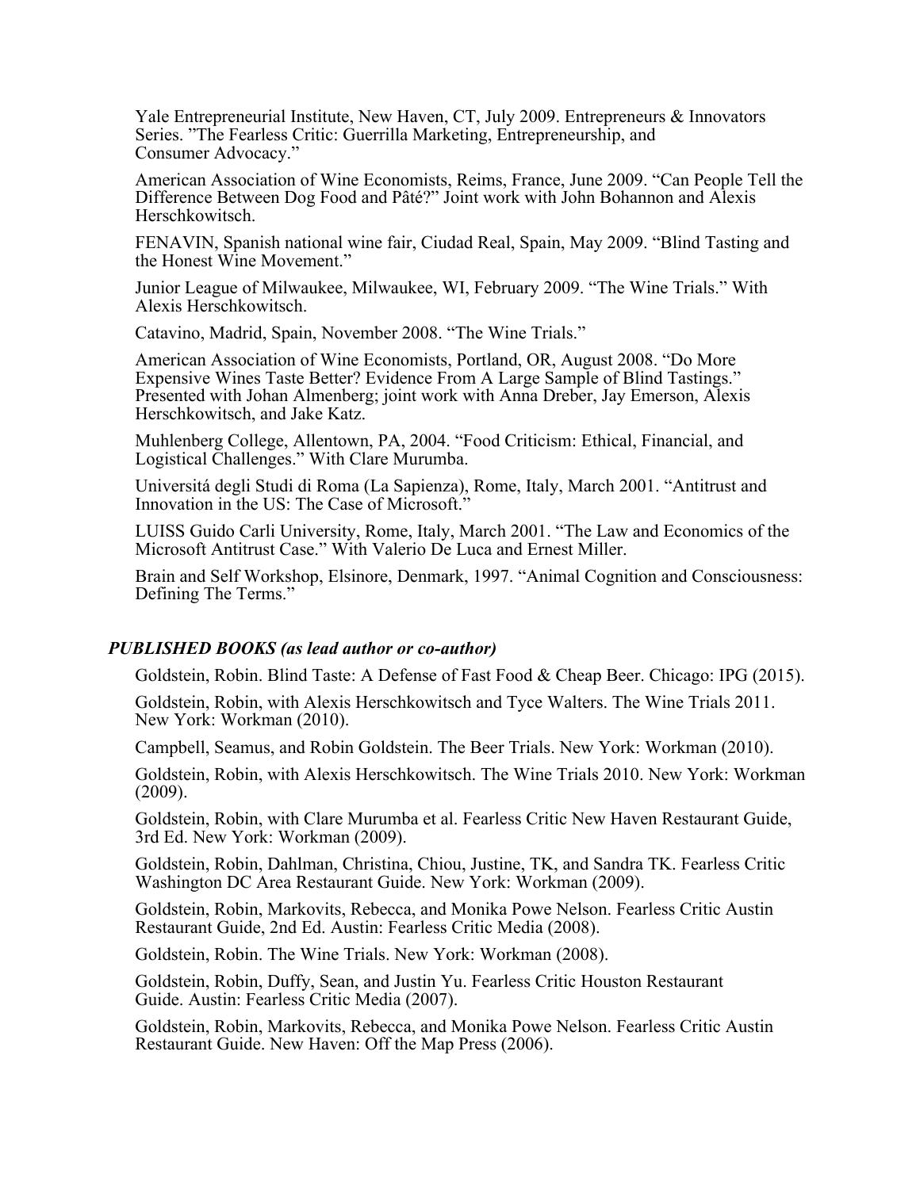Yale Entrepreneurial Institute, New Haven, CT, July 2009. Entrepreneurs & Innovators Series. ”The Fearless Critic: Guerrilla Marketing, Entrepreneurship, and Consumer Advocacy.”

American Association of Wine Economists, Reims, France, June 2009. “Can People Tell the Difference Between Dog Food and Pâté?” Joint work with John Bohannon and Alexis Herschkowitsch.

FENAVIN, Spanish national wine fair, Ciudad Real, Spain, May 2009. “Blind Tasting and the Honest Wine Movement.”

Junior League of Milwaukee, Milwaukee, WI, February 2009. “The Wine Trials.” With Alexis Herschkowitsch.

Catavino, Madrid, Spain, November 2008. “The Wine Trials.”

American Association of Wine Economists, Portland, OR, August 2008. “Do More Expensive Wines Taste Better? Evidence From A Large Sample of Blind Tastings.” Presented with Johan Almenberg; joint work with Anna Dreber, Jay Emerson, Alexis Herschkowitsch, and Jake Katz.

Muhlenberg College, Allentown, PA, 2004. “Food Criticism: Ethical, Financial, and Logistical Challenges.” With Clare Murumba.

Universitá degli Studi di Roma (La Sapienza), Rome, Italy, March 2001. “Antitrust and Innovation in the US: The Case of Microsoft.”

LUISS Guido Carli University, Rome, Italy, March 2001. “The Law and Economics of the Microsoft Antitrust Case.” With Valerio De Luca and Ernest Miller.

Brain and Self Workshop, Elsinore, Denmark, 1997. “Animal Cognition and Consciousness: Defining The Terms.”

### *PUBLISHED BOOKS (as lead author or co-author)*

Goldstein, Robin. Blind Taste: A Defense of Fast Food & Cheap Beer. Chicago: IPG (2015).

Goldstein, Robin, with Alexis Herschkowitsch and Tyce Walters. The Wine Trials 2011. New York: Workman (2010).

Campbell, Seamus, and Robin Goldstein. The Beer Trials. New York: Workman (2010).

Goldstein, Robin, with Alexis Herschkowitsch. The Wine Trials 2010. New York: Workman (2009).

Goldstein, Robin, with Clare Murumba et al. Fearless Critic New Haven Restaurant Guide, 3rd Ed. New York: Workman (2009).

Goldstein, Robin, Dahlman, Christina, Chiou, Justine, TK, and Sandra TK. Fearless Critic Washington DC Area Restaurant Guide. New York: Workman (2009).

Goldstein, Robin, Markovits, Rebecca, and Monika Powe Nelson. Fearless Critic Austin Restaurant Guide, 2nd Ed. Austin: Fearless Critic Media (2008).

Goldstein, Robin. The Wine Trials. New York: Workman (2008).

Goldstein, Robin, Duffy, Sean, and Justin Yu. Fearless Critic Houston Restaurant Guide. Austin: Fearless Critic Media (2007).

Goldstein, Robin, Markovits, Rebecca, and Monika Powe Nelson. Fearless Critic Austin Restaurant Guide. New Haven: Off the Map Press (2006).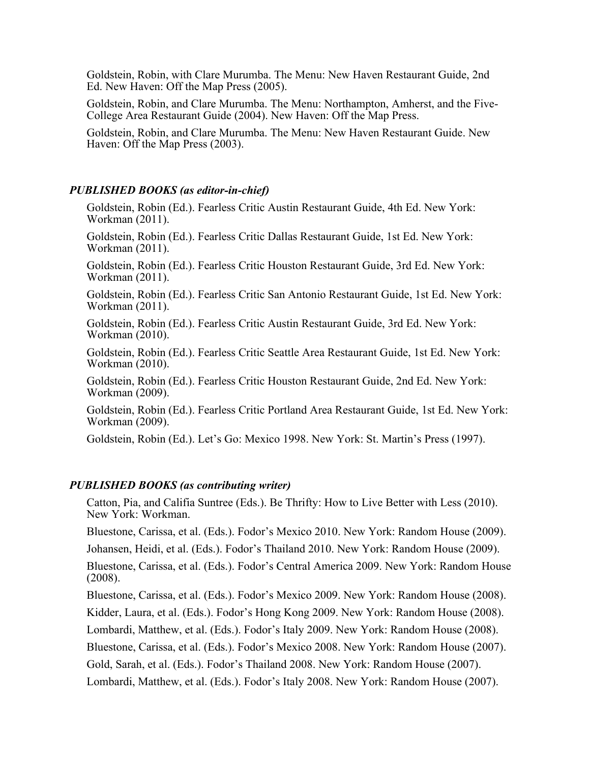Goldstein, Robin, with Clare Murumba. The Menu: New Haven Restaurant Guide, 2nd Ed. New Haven: Off the Map Press (2005).

Goldstein, Robin, and Clare Murumba. The Menu: Northampton, Amherst, and the Five-College Area Restaurant Guide (2004). New Haven: Off the Map Press.

Goldstein, Robin, and Clare Murumba. The Menu: New Haven Restaurant Guide. New Haven: Off the Map Press (2003).

### *PUBLISHED BOOKS (as editor-in-chief)*

Goldstein, Robin (Ed.). Fearless Critic Austin Restaurant Guide, 4th Ed. New York: Workman (2011).

Goldstein, Robin (Ed.). Fearless Critic Dallas Restaurant Guide, 1st Ed. New York: Workman (2011).

Goldstein, Robin (Ed.). Fearless Critic Houston Restaurant Guide, 3rd Ed. New York: Workman (2011).

Goldstein, Robin (Ed.). Fearless Critic San Antonio Restaurant Guide, 1st Ed. New York: Workman (2011).

Goldstein, Robin (Ed.). Fearless Critic Austin Restaurant Guide, 3rd Ed. New York: Workman (2010).

Goldstein, Robin (Ed.). Fearless Critic Seattle Area Restaurant Guide, 1st Ed. New York: Workman (2010).

Goldstein, Robin (Ed.). Fearless Critic Houston Restaurant Guide, 2nd Ed. New York: Workman (2009).

Goldstein, Robin (Ed.). Fearless Critic Portland Area Restaurant Guide, 1st Ed. New York: Workman (2009).

Goldstein, Robin (Ed.). Let's Go: Mexico 1998. New York: St. Martin's Press (1997).

### *PUBLISHED BOOKS (as contributing writer)*

Catton, Pia, and Califia Suntree (Eds.). Be Thrifty: How to Live Better with Less (2010). New York: Workman.

Bluestone, Carissa, et al. (Eds.). Fodor's Mexico 2010. New York: Random House (2009).

Johansen, Heidi, et al. (Eds.). Fodor's Thailand 2010. New York: Random House (2009).

Bluestone, Carissa, et al. (Eds.). Fodor's Central America 2009. New York: Random House (2008).

Bluestone, Carissa, et al. (Eds.). Fodor's Mexico 2009. New York: Random House (2008).

Kidder, Laura, et al. (Eds.). Fodor's Hong Kong 2009. New York: Random House (2008).

Lombardi, Matthew, et al. (Eds.). Fodor's Italy 2009. New York: Random House (2008).

Bluestone, Carissa, et al. (Eds.). Fodor's Mexico 2008. New York: Random House (2007).

Gold, Sarah, et al. (Eds.). Fodor's Thailand 2008. New York: Random House (2007).

Lombardi, Matthew, et al. (Eds.). Fodor's Italy 2008. New York: Random House (2007).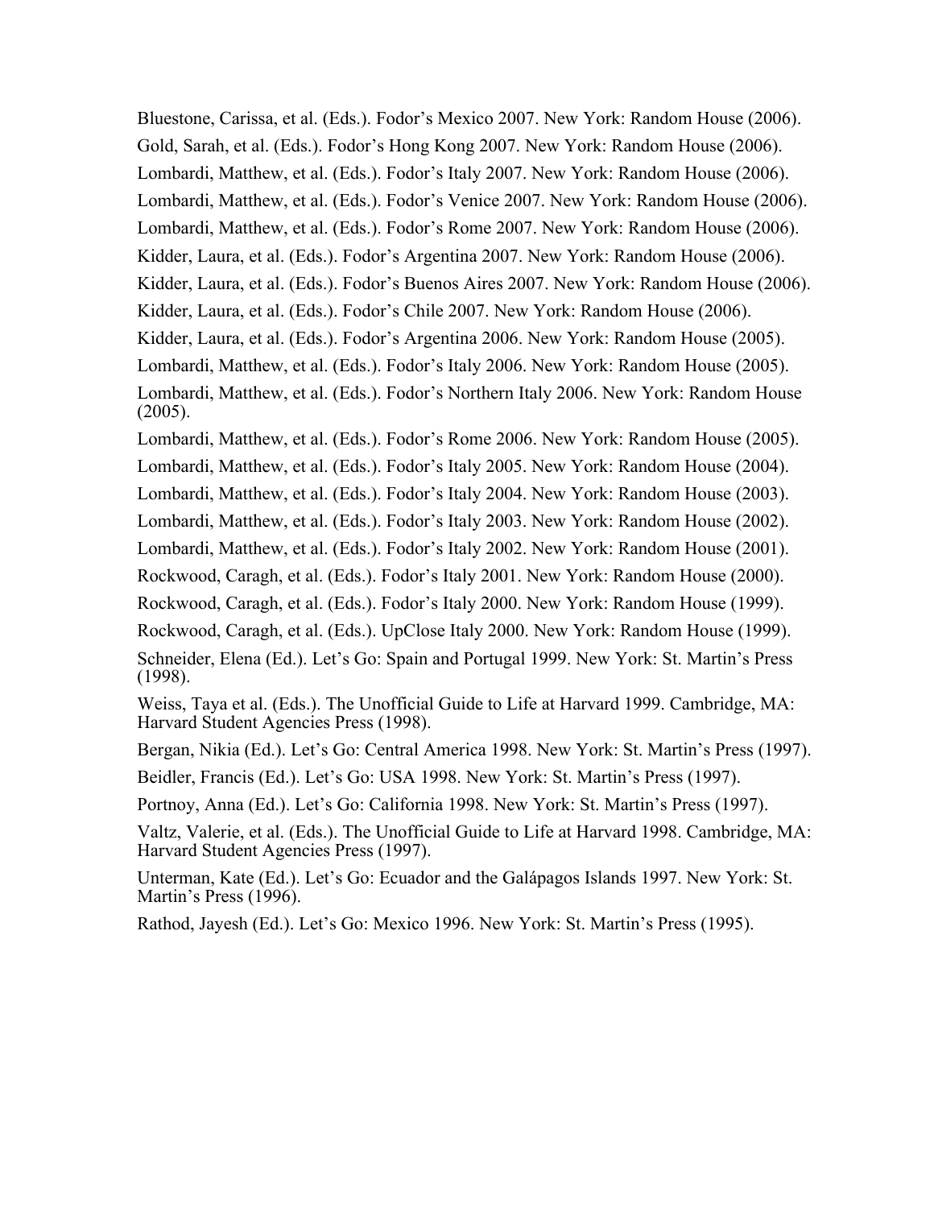Bluestone, Carissa, et al. (Eds.). Fodor's Mexico 2007. New York: Random House (2006).

Gold, Sarah, et al. (Eds.). Fodor's Hong Kong 2007. New York: Random House (2006).

Lombardi, Matthew, et al. (Eds.). Fodor's Italy 2007. New York: Random House (2006).

Lombardi, Matthew, et al. (Eds.). Fodor's Venice 2007. New York: Random House (2006).

Lombardi, Matthew, et al. (Eds.). Fodor's Rome 2007. New York: Random House (2006).

Kidder, Laura, et al. (Eds.). Fodor's Argentina 2007. New York: Random House (2006).

Kidder, Laura, et al. (Eds.). Fodor's Buenos Aires 2007. New York: Random House (2006).

Kidder, Laura, et al. (Eds.). Fodor's Chile 2007. New York: Random House (2006).

Kidder, Laura, et al. (Eds.). Fodor's Argentina 2006. New York: Random House (2005).

Lombardi, Matthew, et al. (Eds.). Fodor's Italy 2006. New York: Random House (2005).

Lombardi, Matthew, et al. (Eds.). Fodor's Northern Italy 2006. New York: Random House (2005).

Lombardi, Matthew, et al. (Eds.). Fodor's Rome 2006. New York: Random House (2005).

Lombardi, Matthew, et al. (Eds.). Fodor's Italy 2005. New York: Random House (2004).

Lombardi, Matthew, et al. (Eds.). Fodor's Italy 2004. New York: Random House (2003).

Lombardi, Matthew, et al. (Eds.). Fodor's Italy 2003. New York: Random House (2002).

Lombardi, Matthew, et al. (Eds.). Fodor's Italy 2002. New York: Random House (2001).

Rockwood, Caragh, et al. (Eds.). Fodor's Italy 2001. New York: Random House (2000).

Rockwood, Caragh, et al. (Eds.). Fodor's Italy 2000. New York: Random House (1999).

Rockwood, Caragh, et al. (Eds.). UpClose Italy 2000. New York: Random House (1999).

Schneider, Elena (Ed.). Let's Go: Spain and Portugal 1999. New York: St. Martin's Press (1998).

Weiss, Taya et al. (Eds.). The Unofficial Guide to Life at Harvard 1999. Cambridge, MA: Harvard Student Agencies Press (1998).

Bergan, Nikia (Ed.). Let's Go: Central America 1998. New York: St. Martin's Press (1997).

Beidler, Francis (Ed.). Let's Go: USA 1998. New York: St. Martin's Press (1997).

Portnoy, Anna (Ed.). Let's Go: California 1998. New York: St. Martin's Press (1997).

Valtz, Valerie, et al. (Eds.). The Unofficial Guide to Life at Harvard 1998. Cambridge, MA: Harvard Student Agencies Press (1997).

Unterman, Kate (Ed.). Let's Go: Ecuador and the Galápagos Islands 1997. New York: St. Martin's Press (1996).

Rathod, Jayesh (Ed.). Let's Go: Mexico 1996. New York: St. Martin's Press (1995).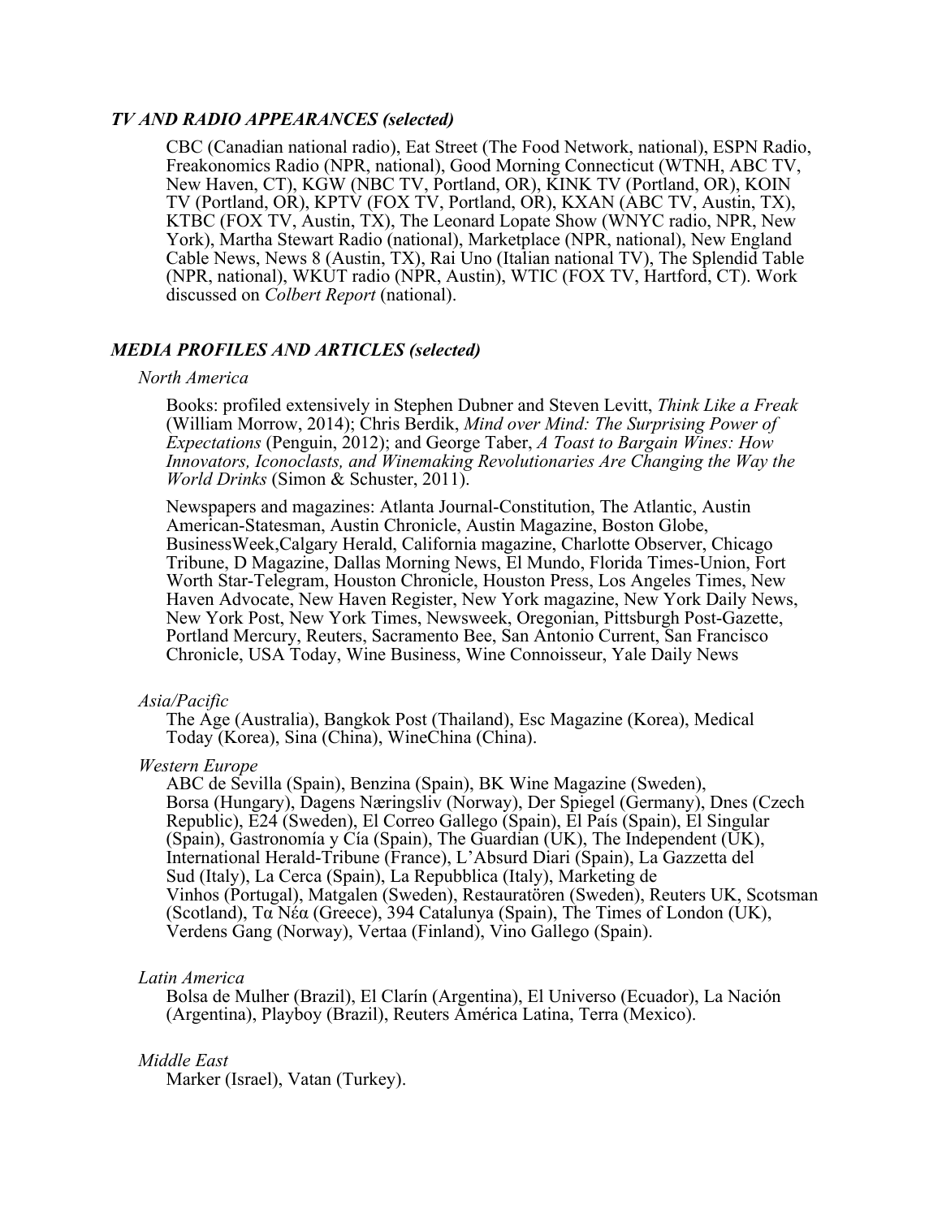### *TV AND RADIO APPEARANCES (selected)*

CBC (Canadian national radio), Eat Street (The Food Network, national), ESPN Radio, Freakonomics Radio (NPR, national), Good Morning Connecticut (WTNH, ABC TV, New Haven, CT), KGW (NBC TV, Portland, OR), KINK TV (Portland, OR), KOIN TV (Portland, OR), KPTV (FOX TV, Portland, OR), KXAN (ABC TV, Austin, TX), KTBC (FOX TV, Austin, TX), The Leonard Lopate Show (WNYC radio, NPR, New York), Martha Stewart Radio (national), Marketplace (NPR, national), New England Cable News, News 8 (Austin, TX), Rai Uno (Italian national TV), The Splendid Table (NPR, national), WKUT radio (NPR, Austin), WTIC (FOX TV, Hartford, CT). Work discussed on *Colbert Report* (national).

### *MEDIA PROFILES AND ARTICLES (selected)*

*North America*

Books: profiled extensively in Stephen Dubner and Steven Levitt, *Think Like a Freak* (William Morrow, 2014); Chris Berdik, *Mind over Mind: The Surprising Power of Expectations* (Penguin, 2012); and George Taber, *A Toast to Bargain Wines: How Innovators, Iconoclasts, and Winemaking Revolutionaries Are Changing the Way the World Drinks* (Simon & Schuster, 2011).

Newspapers and magazines: Atlanta Journal-Constitution, The Atlantic, Austin American-Statesman, Austin Chronicle, Austin Magazine, Boston Globe, BusinessWeek,Calgary Herald, California magazine, Charlotte Observer, Chicago Tribune, D Magazine, Dallas Morning News, El Mundo, Florida Times-Union, Fort Worth Star-Telegram, Houston Chronicle, Houston Press, Los Angeles Times, New Haven Advocate, New Haven Register, New York magazine, New York Daily News, New York Post, New York Times, Newsweek, Oregonian, Pittsburgh Post-Gazette, Portland Mercury, Reuters, Sacramento Bee, San Antonio Current, San Francisco Chronicle, USA Today, Wine Business, Wine Connoisseur, Yale Daily News

*Asia/Pacific*

The Age (Australia), Bangkok Post (Thailand), Esc Magazine (Korea), Medical Today (Korea), Sina (China), WineChina (China).

*Western Europe*

ABC de Sevilla (Spain), Benzina (Spain), BK Wine Magazine (Sweden), Borsa (Hungary), Dagens Næringsliv (Norway), Der Spiegel (Germany), Dnes (Czech Republic), E24 (Sweden), El Correo Gallego (Spain), El País (Spain), El Singular (Spain), Gastronomía y Cía (Spain), The Guardian (UK), The Independent (UK), International Herald-Tribune (France), L'Absurd Diari (Spain), La Gazzetta del Sud (Italy), La Cerca (Spain), La Repubblica (Italy), Marketing de Vinhos (Portugal), Matgalen (Sweden), Restauratören (Sweden), Reuters UK, Scotsman (Scotland), Τα Νέα (Greece), 394 Catalunya (Spain), The Times of London (UK), Verdens Gang (Norway), Vertaa (Finland), Vino Gallego (Spain).

*Latin America*

Bolsa de Mulher (Brazil), El Clarín (Argentina), El Universo (Ecuador), La Nación (Argentina), Playboy (Brazil), Reuters América Latina, Terra (Mexico).

*Middle East*

Marker (Israel), Vatan (Turkey).